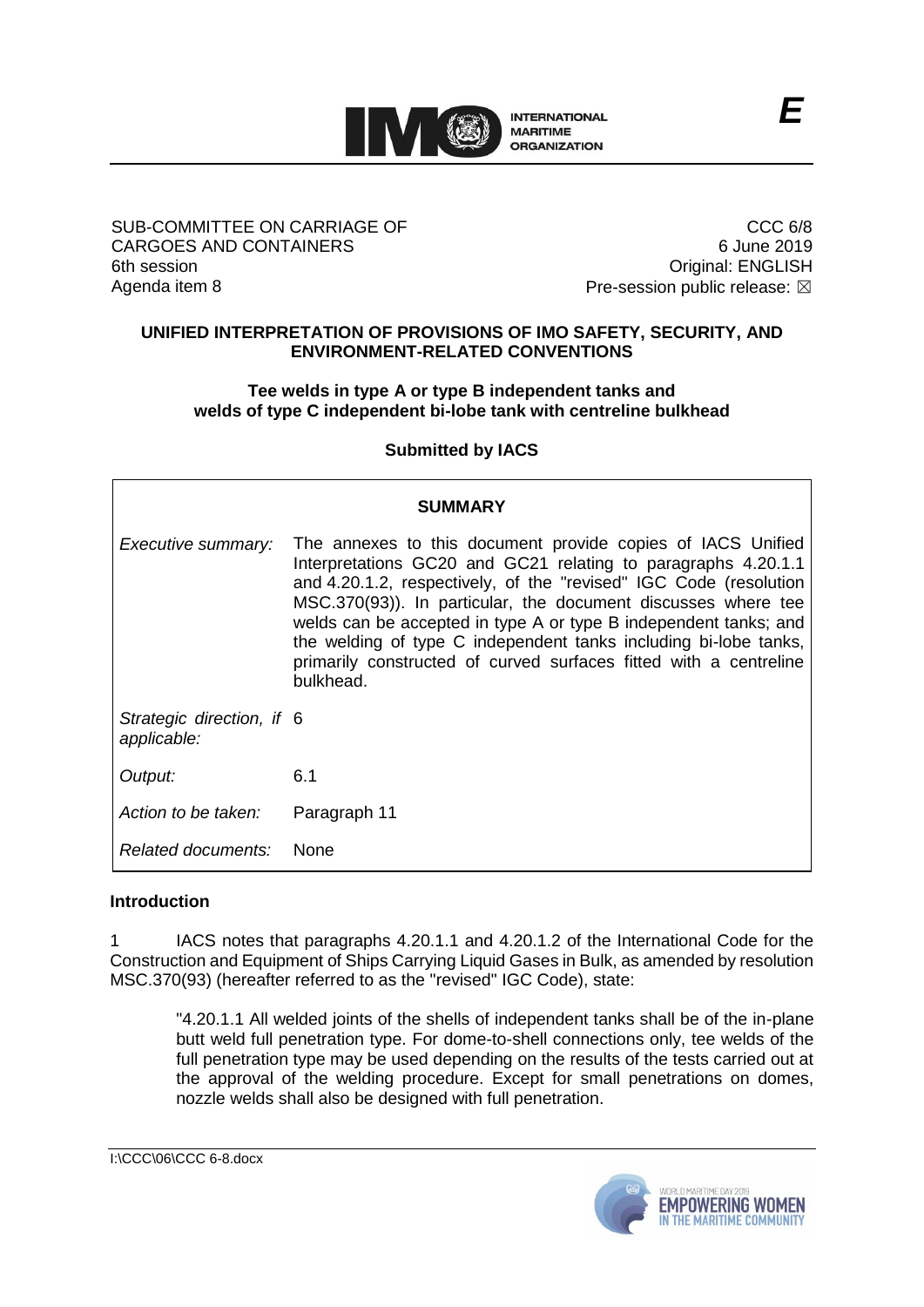SUB-COMMITTEE ON CARRIAGE OF CARGOES AND CONTAINERS
6th session
Agenda item 8

CCC 6/8
6 June 2019
Original: ENGLISH
Pre-session public release: ☒

**UNIFIED INTERPRETATION OF PROVISIONS OF IMO SAFETY, SECURITY, AND ENVIRONMENT-RELATED CONVENTIONS**

**Tee welds in type A or type B independent tanks and welds of type C independent bi-lobe tank with centreline bulkhead**

**Submitted by IACS**

| **SUMMARY** | |
|---|---|
| *Executive summary:* | The annexes to this document provide copies of IACS Unified Interpretations GC20 and GC21 relating to paragraphs 4.20.1.1 and 4.20.1.2, respectively, of the "revised" IGC Code (resolution MSC.370(93)). In particular, the document discusses where tee welds can be accepted in type A or type B independent tanks; and the welding of type C independent tanks including bi-lobe tanks, primarily constructed of curved surfaces fitted with a centreline bulkhead. |
| *Strategic direction, if applicable:* | 6 |
| *Output:* | 6.1 |
| *Action to be taken:* | Paragraph 11 |
| *Related documents:* | None |

**Introduction**

1 IACS notes that paragraphs 4.20.1.1 and 4.20.1.2 of the International Code for the Construction and Equipment of Ships Carrying Liquid Gases in Bulk, as amended by resolution MSC.370(93) (hereafter referred to as the "revised" IGC Code), state:

> "4.20.1.1 All welded joints of the shells of independent tanks shall be of the in-plane butt weld full penetration type. For dome-to-shell connections only, tee welds of the full penetration type may be used depending on the results of the tests carried out at the approval of the welding procedure. Except for small penetrations on domes, nozzle welds shall also be designed with full penetration.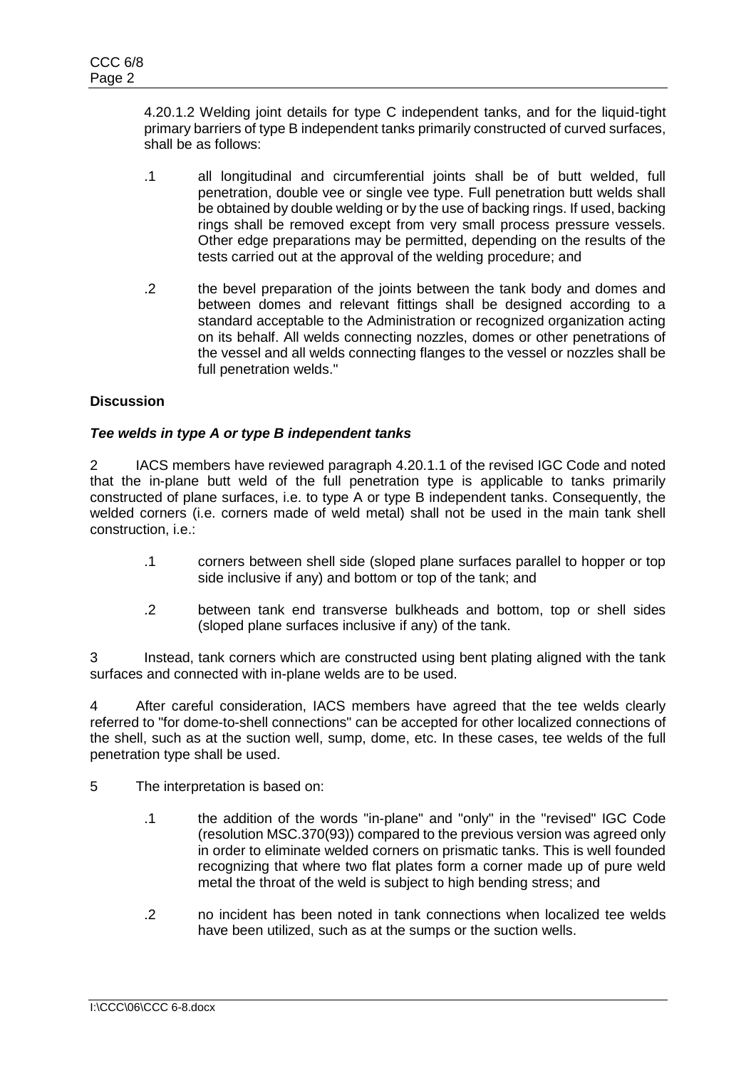4.20.1.2 Welding joint details for type C independent tanks, and for the liquid-tight primary barriers of type B independent tanks primarily constructed of curved surfaces, shall be as follows:

.1 all longitudinal and circumferential joints shall be of butt welded, full penetration, double vee or single vee type. Full penetration butt welds shall be obtained by double welding or by the use of backing rings. If used, backing rings shall be removed except from very small process pressure vessels. Other edge preparations may be permitted, depending on the results of the tests carried out at the approval of the welding procedure; and

.2 the bevel preparation of the joints between the tank body and domes and between domes and relevant fittings shall be designed according to a standard acceptable to the Administration or recognized organization acting on its behalf. All welds connecting nozzles, domes or other penetrations of the vessel and all welds connecting flanges to the vessel or nozzles shall be full penetration welds."

## Discussion

### *Tee welds in type A or type B independent tanks*

2 IACS members have reviewed paragraph 4.20.1.1 of the revised IGC Code and noted that the in-plane butt weld of the full penetration type is applicable to tanks primarily constructed of plane surfaces, i.e. to type A or type B independent tanks. Consequently, the welded corners (i.e. corners made of weld metal) shall not be used in the main tank shell construction, i.e.:

.1 corners between shell side (sloped plane surfaces parallel to hopper or top side inclusive if any) and bottom or top of the tank; and

.2 between tank end transverse bulkheads and bottom, top or shell sides (sloped plane surfaces inclusive if any) of the tank.

3 Instead, tank corners which are constructed using bent plating aligned with the tank surfaces and connected with in-plane welds are to be used.

4 After careful consideration, IACS members have agreed that the tee welds clearly referred to "for dome-to-shell connections" can be accepted for other localized connections of the shell, such as at the suction well, sump, dome, etc. In these cases, tee welds of the full penetration type shall be used.

5 The interpretation is based on:

.1 the addition of the words "in-plane" and "only" in the "revised" IGC Code (resolution MSC.370(93)) compared to the previous version was agreed only in order to eliminate welded corners on prismatic tanks. This is well founded recognizing that where two flat plates form a corner made up of pure weld metal the throat of the weld is subject to high bending stress; and

.2 no incident has been noted in tank connections when localized tee welds have been utilized, such as at the sumps or the suction wells.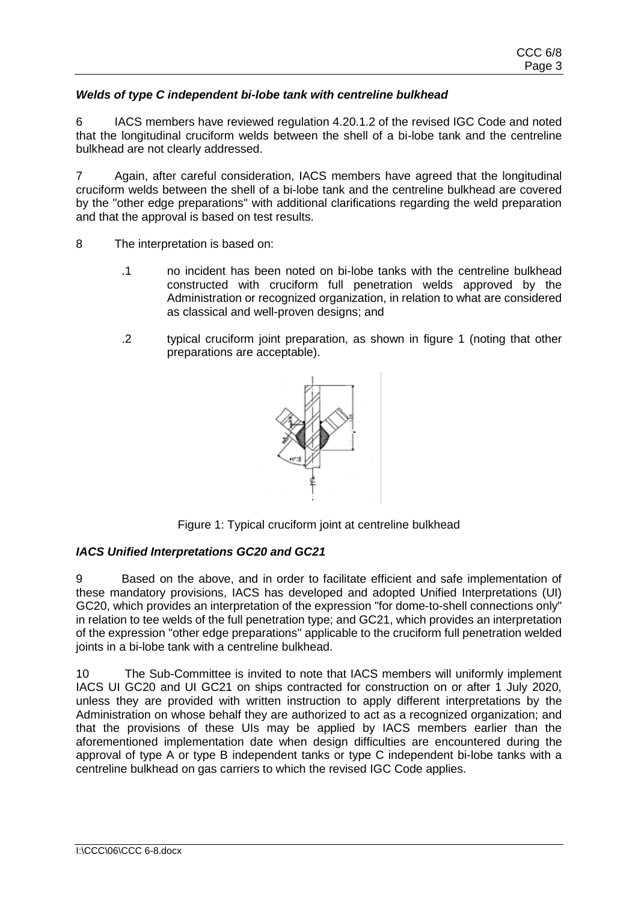### *Welds of type C independent bi-lobe tank with centreline bulkhead*

6 IACS members have reviewed regulation 4.20.1.2 of the revised IGC Code and noted that the longitudinal cruciform welds between the shell of a bi-lobe tank and the centreline bulkhead are not clearly addressed.

7 Again, after careful consideration, IACS members have agreed that the longitudinal cruciform welds between the shell of a bi-lobe tank and the centreline bulkhead are covered by the "other edge preparations" with additional clarifications regarding the weld preparation and that the approval is based on test results.

8 The interpretation is based on:

.1 no incident has been noted on bi-lobe tanks with the centreline bulkhead constructed with cruciform full penetration welds approved by the Administration or recognized organization, in relation to what are considered as classical and well-proven designs; and

.2 typical cruciform joint preparation, as shown in figure 1 (noting that other preparations are acceptable).

Figure 1: Typical cruciform joint at centreline bulkhead

### *IACS Unified Interpretations GC20 and GC21*

9 Based on the above, and in order to facilitate efficient and safe implementation of these mandatory provisions, IACS has developed and adopted Unified Interpretations (UI) GC20, which provides an interpretation of the expression "for dome-to-shell connections only" in relation to tee welds of the full penetration type; and GC21, which provides an interpretation of the expression "other edge preparations" applicable to the cruciform full penetration welded joints in a bi-lobe tank with a centreline bulkhead.

10 The Sub-Committee is invited to note that IACS members will uniformly implement IACS UI GC20 and UI GC21 on ships contracted for construction on or after 1 July 2020, unless they are provided with written instruction to apply different interpretations by the Administration on whose behalf they are authorized to act as a recognized organization; and that the provisions of these UIs may be applied by IACS members earlier than the aforementioned implementation date when design difficulties are encountered during the approval of type A or type B independent tanks or type C independent bi-lobe tanks with a centreline bulkhead on gas carriers to which the revised IGC Code applies.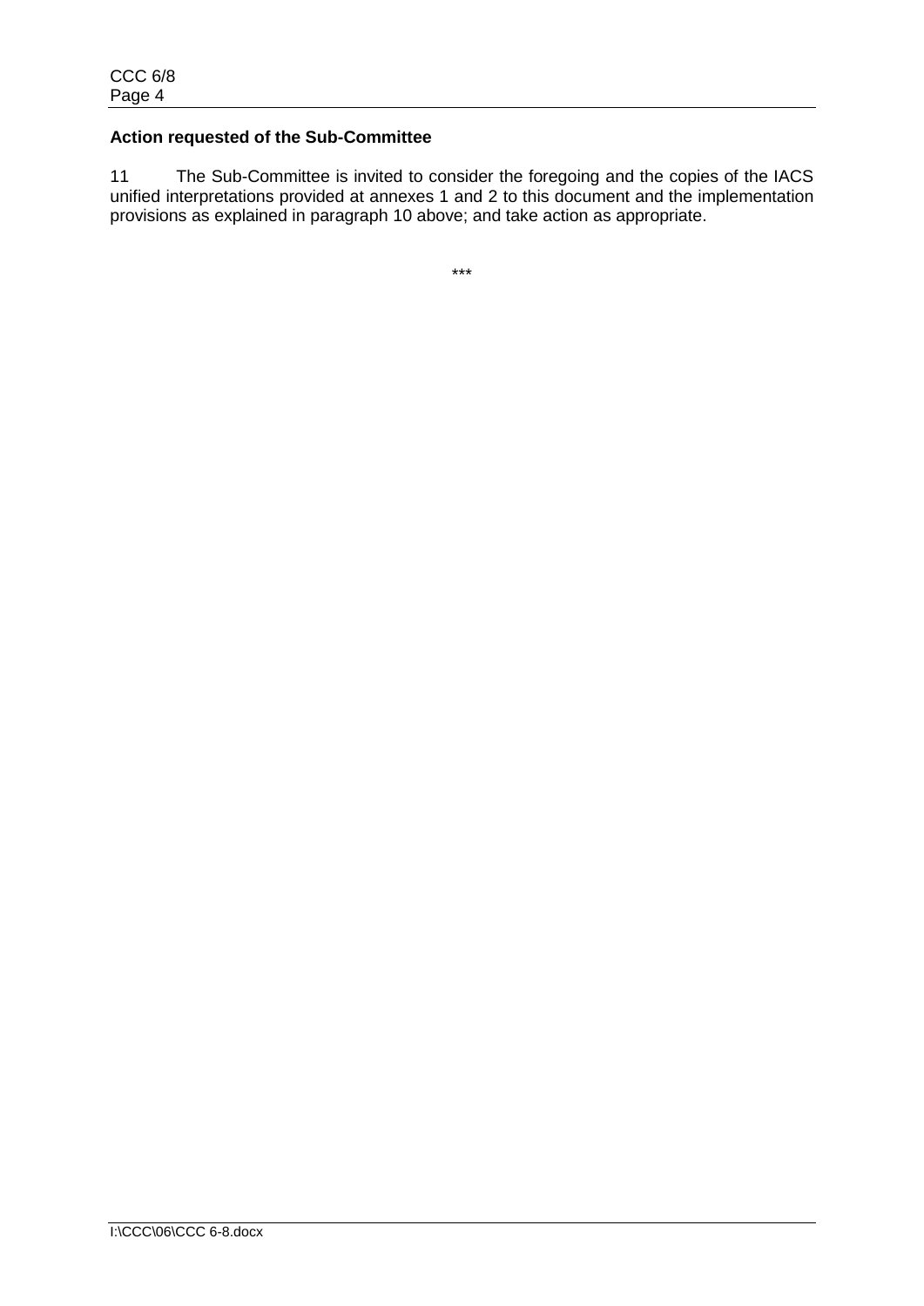**Action requested of the Sub-Committee**

11 The Sub-Committee is invited to consider the foregoing and the copies of the IACS unified interpretations provided at annexes 1 and 2 to this document and the implementation provisions as explained in paragraph 10 above; and take action as appropriate.

***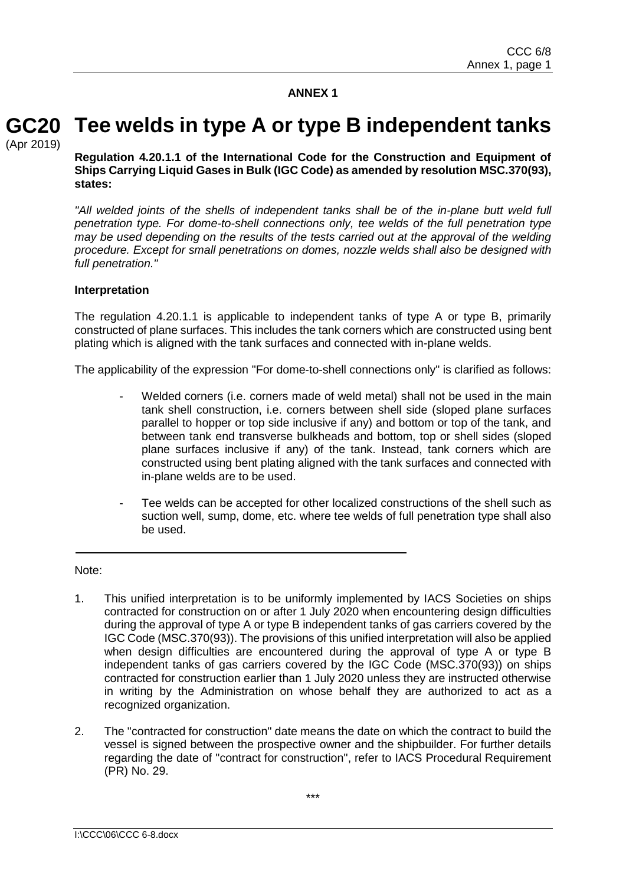**ANNEX 1**

# GC20 Tee welds in type A or type B independent tanks

(Apr 2019)

**Regulation 4.20.1.1 of the International Code for the Construction and Equipment of Ships Carrying Liquid Gases in Bulk (IGC Code) as amended by resolution MSC.370(93), states:**

*"All welded joints of the shells of independent tanks shall be of the in-plane butt weld full penetration type. For dome-to-shell connections only, tee welds of the full penetration type may be used depending on the results of the tests carried out at the approval of the welding procedure. Except for small penetrations on domes, nozzle welds shall also be designed with full penetration."*

**Interpretation**

The regulation 4.20.1.1 is applicable to independent tanks of type A or type B, primarily constructed of plane surfaces. This includes the tank corners which are constructed using bent plating which is aligned with the tank surfaces and connected with in-plane welds.

The applicability of the expression "For dome-to-shell connections only" is clarified as follows:

- Welded corners (i.e. corners made of weld metal) shall not be used in the main tank shell construction, i.e. corners between shell side (sloped plane surfaces parallel to hopper or top side inclusive if any) and bottom or top of the tank, and between tank end transverse bulkheads and bottom, top or shell sides (sloped plane surfaces inclusive if any) of the tank. Instead, tank corners which are constructed using bent plating aligned with the tank surfaces and connected with in-plane welds are to be used.

- Tee welds can be accepted for other localized constructions of the shell such as suction well, sump, dome, etc. where tee welds of full penetration type shall also be used.

---

Note:

1. This unified interpretation is to be uniformly implemented by IACS Societies on ships contracted for construction on or after 1 July 2020 when encountering design difficulties during the approval of type A or type B independent tanks of gas carriers covered by the IGC Code (MSC.370(93)). The provisions of this unified interpretation will also be applied when design difficulties are encountered during the approval of type A or type B independent tanks of gas carriers covered by the IGC Code (MSC.370(93)) on ships contracted for construction earlier than 1 July 2020 unless they are instructed otherwise in writing by the Administration on whose behalf they are authorized to act as a recognized organization.

2. The "contracted for construction" date means the date on which the contract to build the vessel is signed between the prospective owner and the shipbuilder. For further details regarding the date of "contract for construction", refer to IACS Procedural Requirement (PR) No. 29.

\*\*\*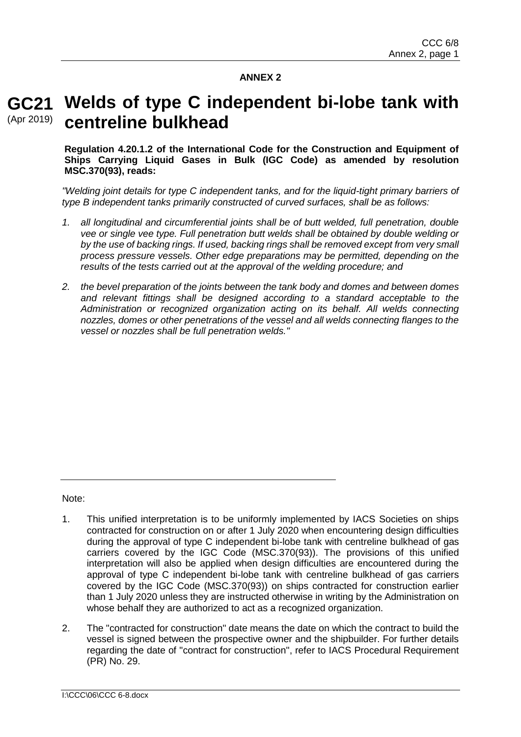## ANNEX 2

# GC21 (Apr 2019) Welds of type C independent bi-lobe tank with centreline bulkhead

**Regulation 4.20.1.2 of the International Code for the Construction and Equipment of Ships Carrying Liquid Gases in Bulk (IGC Code) as amended by resolution MSC.370(93), reads:**

*"Welding joint details for type C independent tanks, and for the liquid-tight primary barriers of type B independent tanks primarily constructed of curved surfaces, shall be as follows:*

1. *all longitudinal and circumferential joints shall be of butt welded, full penetration, double vee or single vee type. Full penetration butt welds shall be obtained by double welding or by the use of backing rings. If used, backing rings shall be removed except from very small process pressure vessels. Other edge preparations may be permitted, depending on the results of the tests carried out at the approval of the welding procedure; and*

2. *the bevel preparation of the joints between the tank body and domes and between domes and relevant fittings shall be designed according to a standard acceptable to the Administration or recognized organization acting on its behalf. All welds connecting nozzles, domes or other penetrations of the vessel and all welds connecting flanges to the vessel or nozzles shall be full penetration welds."*

---

Note:

1. This unified interpretation is to be uniformly implemented by IACS Societies on ships contracted for construction on or after 1 July 2020 when encountering design difficulties during the approval of type C independent bi-lobe tank with centreline bulkhead of gas carriers covered by the IGC Code (MSC.370(93)). The provisions of this unified interpretation will also be applied when design difficulties are encountered during the approval of type C independent bi-lobe tank with centreline bulkhead of gas carriers covered by the IGC Code (MSC.370(93)) on ships contracted for construction earlier than 1 July 2020 unless they are instructed otherwise in writing by the Administration on whose behalf they are authorized to act as a recognized organization.

2. The "contracted for construction" date means the date on which the contract to build the vessel is signed between the prospective owner and the shipbuilder. For further details regarding the date of "contract for construction", refer to IACS Procedural Requirement (PR) No. 29.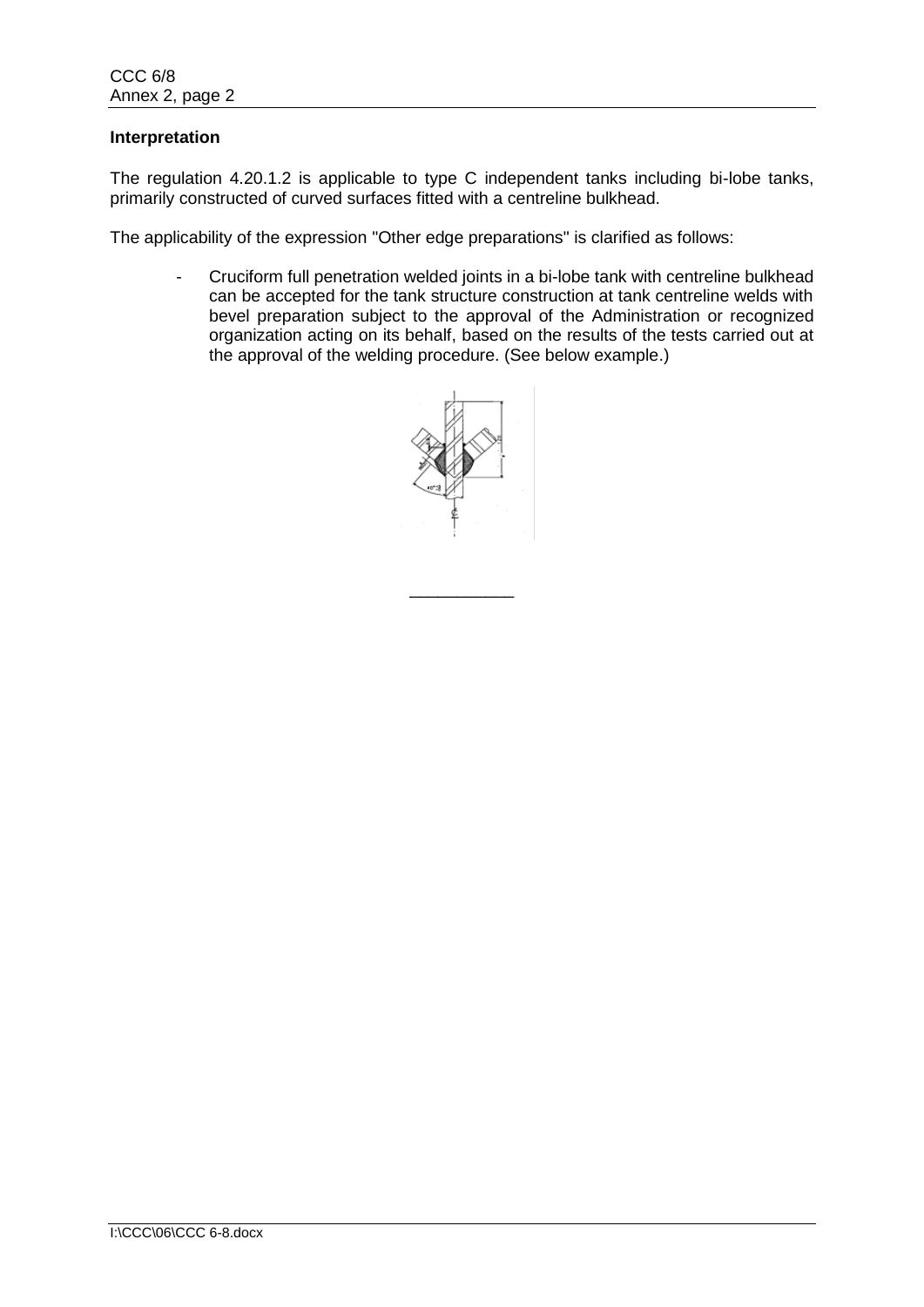**Interpretation**

The regulation 4.20.1.2 is applicable to type C independent tanks including bi-lobe tanks, primarily constructed of curved surfaces fitted with a centreline bulkhead.

The applicability of the expression "Other edge preparations" is clarified as follows:

- Cruciform full penetration welded joints in a bi-lobe tank with centreline bulkhead can be accepted for the tank structure construction at tank centreline welds with bevel preparation subject to the approval of the Administration or recognized organization acting on its behalf, based on the results of the tests carried out at the approval of the welding procedure. (See below example.)

___________